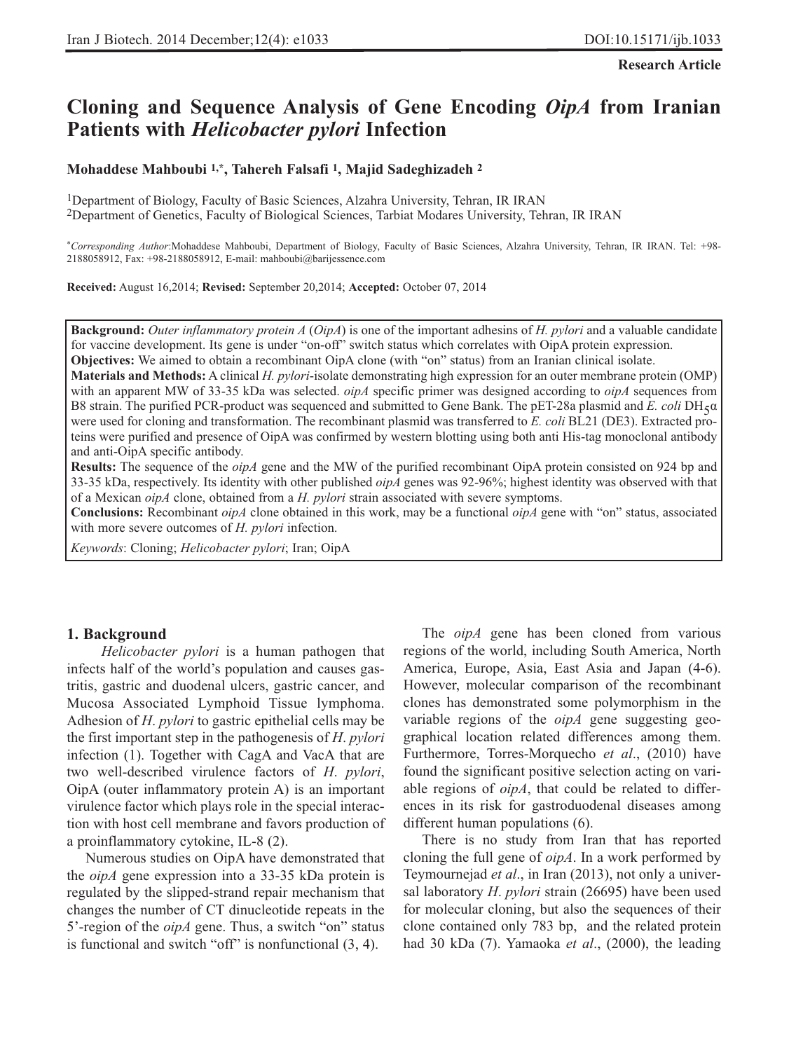Research Article

# Cloning and Sequence Analysis of Gene Encoding *OipA* from Iranian Patients with *Helicobacter pylori* Infection

**Mohaddese Mahboubi [1,*], Tahereh Falsafi [1], Majid Sadeghizadeh [2]**

[1]Department of Biology, Faculty of Basic Sciences, Alzahra University, Tehran, IR IRAN
[2]Department of Genetics, Faculty of Biological Sciences, Tarbiat Modares University, Tehran, IR IRAN

[*]*Corresponding Author*:Mohaddese Mahboubi, Department of Biology, Faculty of Basic Sciences, Alzahra University, Tehran, IR IRAN. Tel: +98-2188058912, Fax: +98-2188058912, E-mail: mahboubi@barijessence.com

**Received:** August 16,2014; **Revised:** September 20,2014; **Accepted:** October 07, 2014

**Background:** *Outer inflammatory protein A* (*OipA*) is one of the important adhesins of *H. pylori* and a valuable candidate for vaccine development. Its gene is under "on-off" switch status which correlates with OipA protein expression.
**Objectives:** We aimed to obtain a recombinant OipA clone (with "on" status) from an Iranian clinical isolate.
**Materials and Methods:** A clinical *H. pylori*-isolate demonstrating high expression for an outer membrane protein (OMP) with an apparent MW of 33-35 kDa was selected. *oipA* specific primer was designed according to *oipA* sequences from B8 strain. The purified PCR-product was sequenced and submitted to Gene Bank. The pET-28a plasmid and *E. coli* $DH_5\alpha$ were used for cloning and transformation. The recombinant plasmid was transferred to *E. coli* BL21 (DE3). Extracted proteins were purified and presence of OipA was confirmed by western blotting using both anti His-tag monoclonal antibody and anti-OipA specific antibody.
**Results:** The sequence of the *oipA* gene and the MW of the purified recombinant OipA protein consisted on 924 bp and 33-35 kDa, respectively. Its identity with other published *oipA* genes was 92-96%; highest identity was observed with that of a Mexican *oipA* clone, obtained from a *H. pylori* strain associated with severe symptoms.
**Conclusions:** Recombinant *oipA* clone obtained in this work, may be a functional *oipA* gene with "on" status, associated with more severe outcomes of *H. pylori* infection.
*Keywords*: Cloning; *Helicobacter pylori*; Iran; OipA

## 1. Background

*Helicobacter pylori* is a human pathogen that infects half of the world's population and causes gastritis, gastric and duodenal ulcers, gastric cancer, and Mucosa Associated Lymphoid Tissue lymphoma. Adhesion of *H. pylori* to gastric epithelial cells may be the first important step in the pathogenesis of *H. pylori* infection (1). Together with CagA and VacA that are two well-described virulence factors of *H. pylori*, OipA (outer inflammatory protein A) is an important virulence factor which plays role in the special interaction with host cell membrane and favors production of a proinflammatory cytokine, IL-8 (2).

Numerous studies on OipA have demonstrated that the *oipA* gene expression into a 33-35 kDa protein is regulated by the slipped-strand repair mechanism that changes the number of CT dinucleotide repeats in the 5'-region of the *oipA* gene. Thus, a switch "on" status is functional and switch "off" is nonfunctional (3, 4).

The *oipA* gene has been cloned from various regions of the world, including South America, North America, Europe, Asia, East Asia and Japan (4-6). However, molecular comparison of the recombinant clones has demonstrated some polymorphism in the variable regions of the *oipA* gene suggesting geographical location related differences among them. Furthermore, Torres-Morquecho *et al*., (2010) have found the significant positive selection acting on variable regions of *oipA*, that could be related to differences in its risk for gastroduodenal diseases among different human populations (6).

There is no study from Iran that has reported cloning the full gene of *oipA*. In a work performed by Teymournejad *et al*., in Iran (2013), not only a universal laboratory *H. pylori* strain (26695) have been used for molecular cloning, but also the sequences of their clone contained only 783 bp, and the related protein had 30 kDa (7). Yamaoka *et al*., (2000), the leading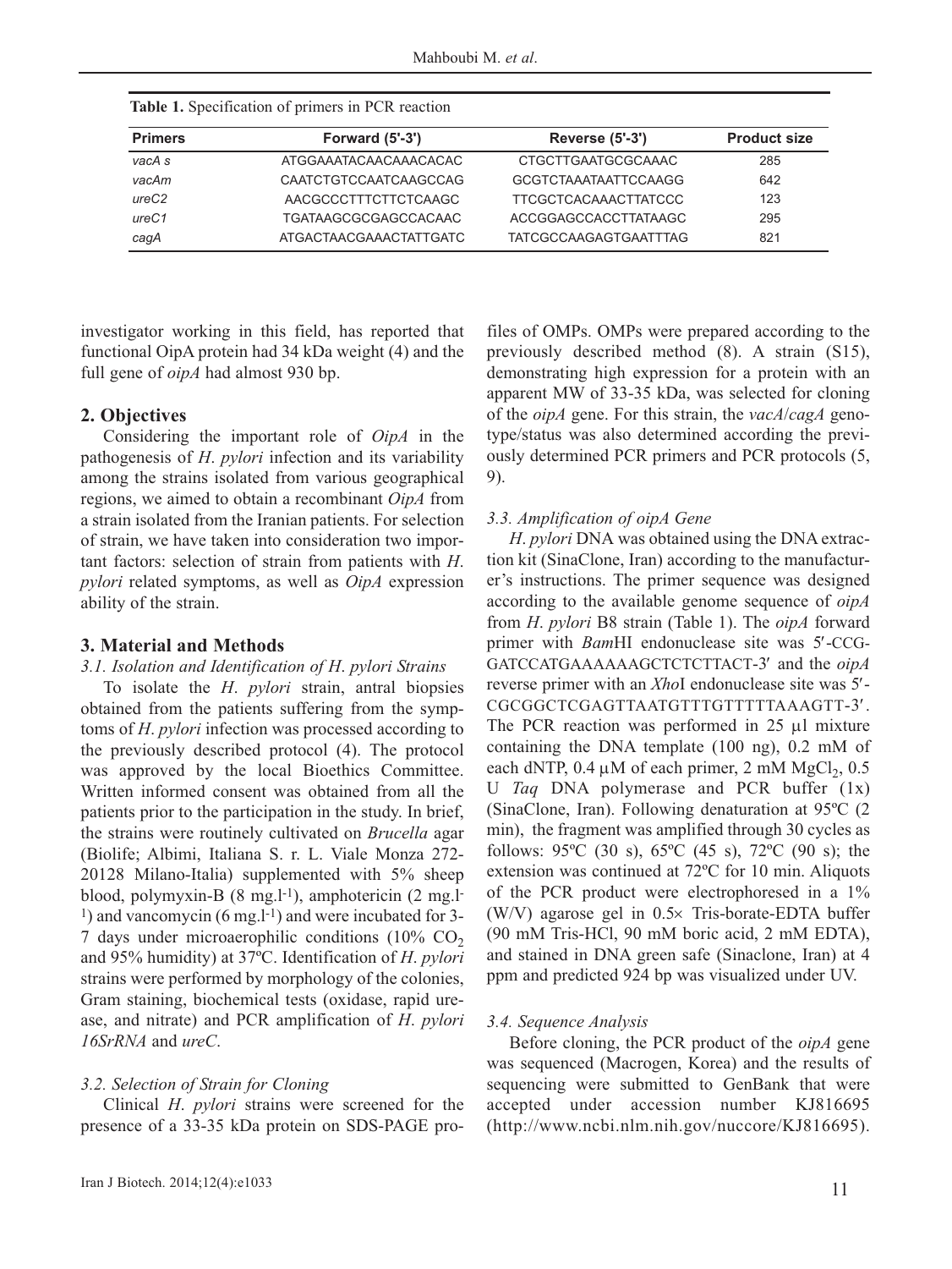**Table 1.** Specification of primers in PCR reaction

| Primers | Forward (5'-3') | Reverse (5'-3') | Product size |
|---|---|---|---|
| *vacA s* | ATGGAAATACAACAAACACAC | CTGCTTGAATGCGCAAAC | 285 |
| *vacAm* | CAATCTGTCCAATCAAGCCAG | GCGTCTAAATAATTCCAAGG | 642 |
| *ureC2* | AACGCCCTTTCTTCTCAAGC | TTCGCTCACAAACTTATCCC | 123 |
| *ureC1* | TGATAAGCGCGAGCCACAAC | ACCGGAGCCACCTTATAAGC | 295 |
| *cagA* | ATGACTAACGAAACTATTGATC | TATCGCCAAGAGTGAATTTAG | 821 |

investigator working in this field, has reported that functional OipA protein had 34 kDa weight (4) and the full gene of *oipA* had almost 930 bp.

## 2. Objectives

Considering the important role of *OipA* in the pathogenesis of *H. pylori* infection and its variability among the strains isolated from various geographical regions, we aimed to obtain a recombinant *OipA* from a strain isolated from the Iranian patients. For selection of strain, we have taken into consideration two important factors: selection of strain from patients with *H. pylori* related symptoms, as well as *OipA* expression ability of the strain.

## 3. Material and Methods

### *3.1. Isolation and Identification of H. pylori Strains*

To isolate the *H. pylori* strain, antral biopsies obtained from the patients suffering from the symptoms of *H. pylori* infection was processed according to the previously described protocol (4). The protocol was approved by the local Bioethics Committee. Written informed consent was obtained from all the patients prior to the participation in the study. In brief, the strains were routinely cultivated on *Brucella* agar (Biolife; Albimi, Italiana S. r. L. Viale Monza 272-20128 Milano-Italia) supplemented with 5% sheep blood, polymyxin-B (8 $mg.l^{-1}$), amphotericin (2 $mg.l^{-1}$) and vancomycin (6 $mg.l^{-1}$) and were incubated for 3-7 days under microaerophilic conditions (10% $CO_2$ and 95% humidity) at 37ºC. Identification of *H. pylori* strains were performed by morphology of the colonies, Gram staining, biochemical tests (oxidase, rapid urease, and nitrate) and PCR amplification of *H. pylori 16SrRNA* and *ureC*.

### *3.2. Selection of Strain for Cloning*

Clinical *H. pylori* strains were screened for the presence of a 33-35 kDa protein on SDS-PAGE profiles of OMPs. OMPs were prepared according to the previously described method (8). A strain (S15), demonstrating high expression for a protein with an apparent MW of 33-35 kDa, was selected for cloning of the *oipA* gene. For this strain, the *vacA*/*cagA* genotype/status was also determined according the previously determined PCR primers and PCR protocols (5, 9).

### *3.3. Amplification of oipA Gene*

*H. pylori* DNA was obtained using the DNA extraction kit (SinaClone, Iran) according to the manufacturer's instructions. The primer sequence was designed according to the available genome sequence of *oipA* from *H. pylori* B8 strain (Table 1). The *oipA* forward primer with *Bam*HI endonuclease site was 5′-CCGGATCCATGAAAAAAGCTCTCTTACT-3′ and the *oipA* reverse primer with an *Xho*I endonuclease site was 5′-CGCGGCTCGAGTTAATGTTTGTTTTTAAAGTT-3′. The PCR reaction was performed in 25 µl mixture containing the DNA template (100 ng), 0.2 mM of each dNTP, 0.4 µM of each primer, 2 mM $MgCl_2$, 0.5 U *Taq* DNA polymerase and PCR buffer (1x) (SinaClone, Iran). Following denaturation at 95ºC (2 min), the fragment was amplified through 30 cycles as follows: 95ºC (30 s), 65ºC (45 s), 72ºC (90 s); the extension was continued at 72ºC for 10 min. Aliquots of the PCR product were electrophoresed in a 1% (W/V) agarose gel in 0.5× Tris-borate-EDTA buffer (90 mM Tris-HCl, 90 mM boric acid, 2 mM EDTA), and stained in DNA green safe (Sinaclone, Iran) at 4 ppm and predicted 924 bp was visualized under UV.

### *3.4. Sequence Analysis*

Before cloning, the PCR product of the *oipA* gene was sequenced (Macrogen, Korea) and the results of sequencing were submitted to GenBank that were accepted under accession number KJ816695 (http://www.ncbi.nlm.nih.gov/nuccore/KJ816695).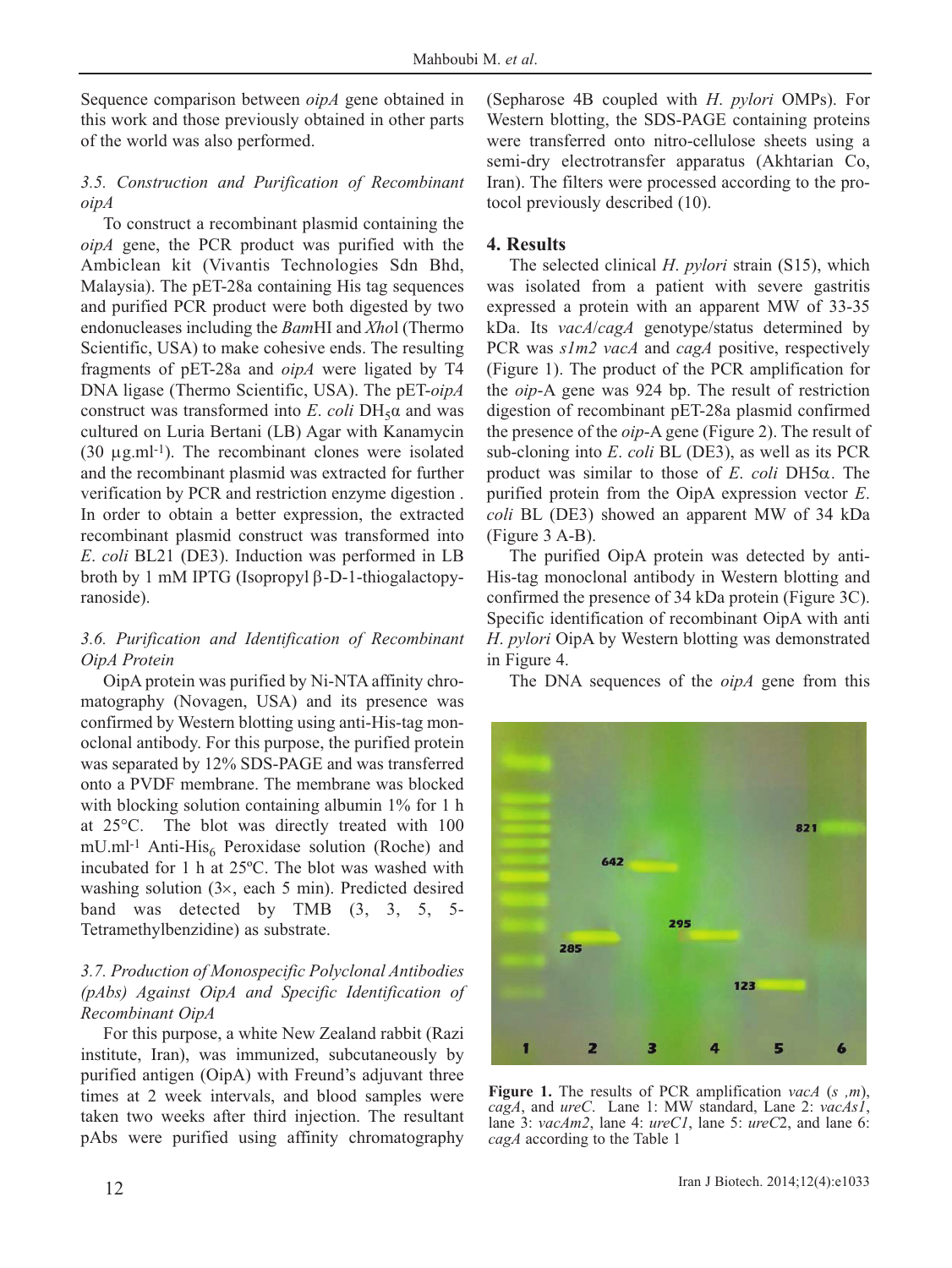Sequence comparison between *oipA* gene obtained in this work and those previously obtained in other parts of the world was also performed.

### *3.5. Construction and Purification of Recombinant oipA*

To construct a recombinant plasmid containing the *oipA* gene, the PCR product was purified with the Ambiclean kit (Vivantis Technologies Sdn Bhd, Malaysia). The pET-28a containing His tag sequences and purified PCR product were both digested by two endonucleases including the *Bam*HI and *Xho*I (Thermo Scientific, USA) to make cohesive ends. The resulting fragments of pET-28a and *oipA* were ligated by T4 DNA ligase (Thermo Scientific, USA). The pET-*oipA* construct was transformed into *E. coli* DH$_5\alpha$ and was cultured on Luria Bertani (LB) Agar with Kanamycin (30 $\mu$g.ml$^{-1}$). The recombinant clones were isolated and the recombinant plasmid was extracted for further verification by PCR and restriction enzyme digestion . In order to obtain a better expression, the extracted recombinant plasmid construct was transformed into *E. coli* BL21 (DE3). Induction was performed in LB broth by 1 mM IPTG (Isopropyl β-D-1-thiogalactopyranoside).

### *3.6. Purification and Identification of Recombinant OipA Protein*

OipA protein was purified by Ni-NTA affinity chromatography (Novagen, USA) and its presence was confirmed by Western blotting using anti-His-tag monoclonal antibody. For this purpose, the purified protein was separated by 12% SDS-PAGE and was transferred onto a PVDF membrane. The membrane was blocked with blocking solution containing albumin 1% for 1 h at 25°C. The blot was directly treated with 100 mU.ml$^{-1}$ Anti-His$_6$ Peroxidase solution (Roche) and incubated for 1 h at 25ºC. The blot was washed with washing solution (3×, each 5 min). Predicted desired band was detected by TMB (3, 3, 5, 5-Tetramethylbenzidine) as substrate.

### *3.7. Production of Monospecific Polyclonal Antibodies (pAbs) Against OipA and Specific Identification of Recombinant OipA*

For this purpose, a white New Zealand rabbit (Razi institute, Iran), was immunized, subcutaneously by purified antigen (OipA) with Freund's adjuvant three times at 2 week intervals, and blood samples were taken two weeks after third injection. The resultant pAbs were purified using affinity chromatography (Sepharose 4B coupled with *H. pylori* OMPs). For Western blotting, the SDS-PAGE containing proteins were transferred onto nitro-cellulose sheets using a semi-dry electrotransfer apparatus (Akhtarian Co, Iran). The filters were processed according to the protocol previously described (10).

## 4. Results

The selected clinical *H. pylori* strain (S15), which was isolated from a patient with severe gastritis expressed a protein with an apparent MW of 33-35 kDa. Its *vacA*/*cagA* genotype/status determined by PCR was *s1m2 vacA* and *cagA* positive, respectively (Figure 1). The product of the PCR amplification for the *oip*-A gene was 924 bp. The result of restriction digestion of recombinant pET-28a plasmid confirmed the presence of the *oip*-A gene (Figure 2). The result of sub-cloning into *E. coli* BL (DE3), as well as its PCR product was similar to those of *E. coli* DH5α. The purified protein from the OipA expression vector *E. coli* BL (DE3) showed an apparent MW of 34 kDa (Figure 3 A-B).

The purified OipA protein was detected by anti-His-tag monoclonal antibody in Western blotting and confirmed the presence of 34 kDa protein (Figure 3C). Specific identification of recombinant OipA with anti *H. pylori* OipA by Western blotting was demonstrated in Figure 4.

The DNA sequences of the *oipA* gene from this

**Figure 1.** The results of PCR amplification *vacA* (*s ,m*), *cagA*, and *ureC*. Lane 1: MW standard, Lane 2: *vacAs1*, lane 3: *vacAm2*, lane 4: *ureC1*, lane 5: *ure*C2, and lane 6: *cagA* according to the Table 1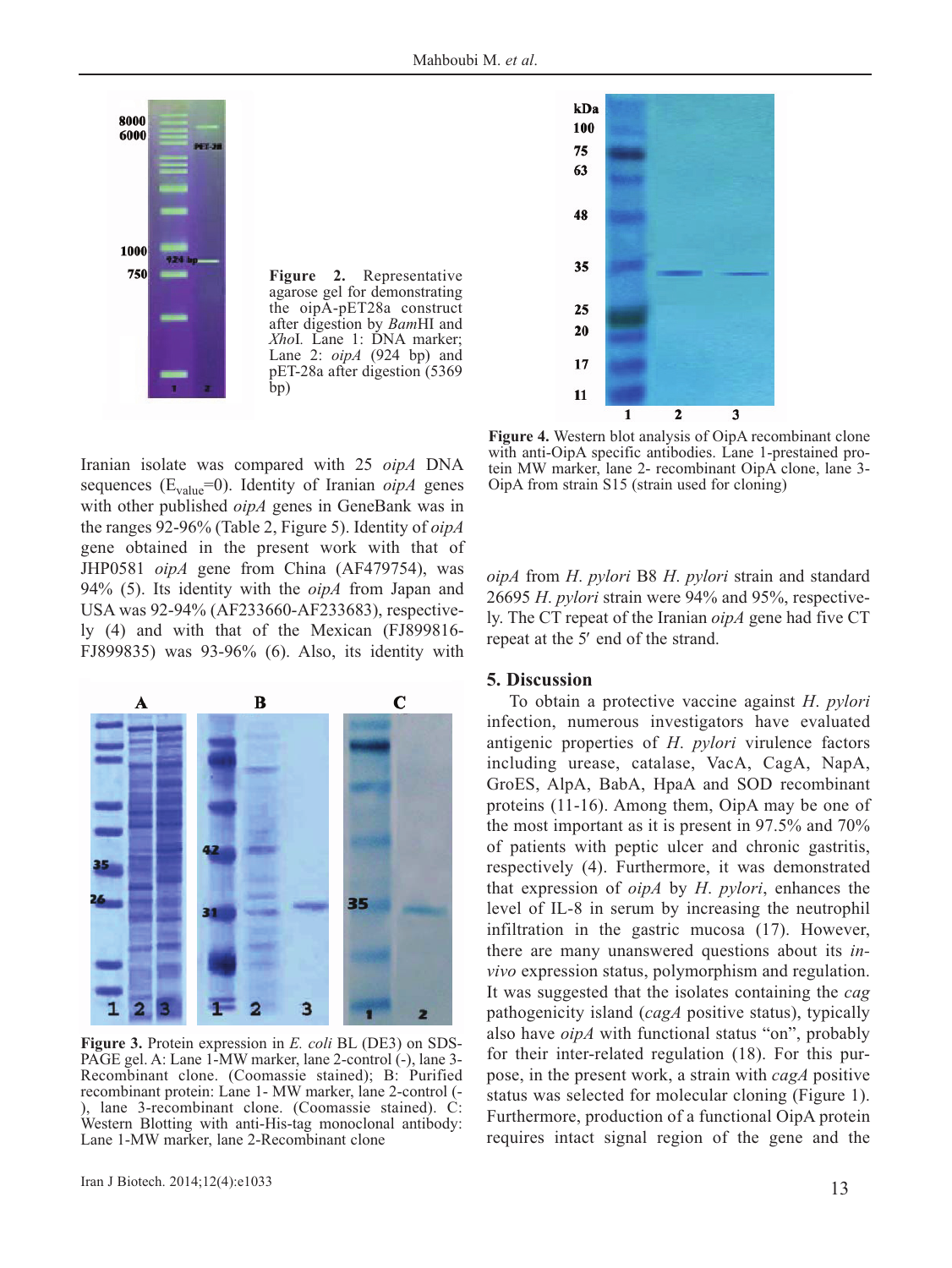**Figure 2.** Representative agarose gel for demonstrating the oipA-pET28a construct after digestion by *Bam*HI and *Xho*I. Lane 1: DNA marker; Lane 2: *oipA* (924 bp) and pET-28a after digestion (5369 bp)

**Figure 4.** Western blot analysis of OipA recombinant clone with anti-OipA specific antibodies. Lane 1-prestained protein MW marker, lane 2- recombinant OipA clone, lane 3- OipA from strain S15 (strain used for cloning)

Iranian isolate was compared with 25 *oipA* DNA sequences ($E_{value}$=0). Identity of Iranian *oipA* genes with other published *oipA* genes in GeneBank was in the ranges 92-96% (Table 2, Figure 5). Identity of *oipA* gene obtained in the present work, identity with that of JHP0581 *oipA* gene from China (AF479754), was 94% (5). Its identity with the *oipA* from Japan and USA was 92-94% (AF233660-AF233683), respectively (4) and with that of the Mexican (FJ899816-FJ899835) was 93-96% (6). Also, its identity with *oipA* from *H. pylori* B8 *H. pylori* strain and standard 26695 *H. pylori* strain were 94% and 95%, respectively. The CT repeat of the Iranian *oipA* gene had five CT repeat at the 5′ end of the strand.

**Figure 3.** Protein expression in *E. coli* BL (DE3) on SDS-PAGE gel. A: Lane 1-MW marker, lane 2-control (-), lane 3-Recombinant clone. (Coomassie stained); B: Purified recombinant protein: Lane 1- MW marker, lane 2-control (-), lane 3-recombinant clone. (Coomassie stained). C: Western Blotting with anti-His-tag monoclonal antibody: Lane 1-MW marker, lane 2-Recombinant clone

## 5. Discussion

To obtain a protective vaccine against *H. pylori* infection, numerous investigators have evaluated antigenic properties of *H. pylori* virulence factors including urease, catalase, VacA, CagA, NapA, GroES, AlpA, BabA, HpaA and SOD recombinant proteins (11-16). Among them, OipA may be one of the most important as it is present in 97.5% and 70% of patients with peptic ulcer and chronic gastritis, respectively (4). Furthermore, it was demonstrated that expression of *oipA* by *H. pylori*, enhances the level of IL-8 in serum by increasing the neutrophil infiltration in the gastric mucosa (17). However, there are many unanswered questions about its *in-vivo* expression status, polymorphism and regulation. It was suggested that the isolates containing the *cag* pathogenicity island (*cagA* positive status), typically also have *oipA* with functional status "on", probably for their inter-related regulation (18). For this purpose, in the present work, a strain with *cagA* positive status was selected for molecular cloning (Figure 1). Furthermore, production of a functional OipA protein requires intact signal region of the gene and the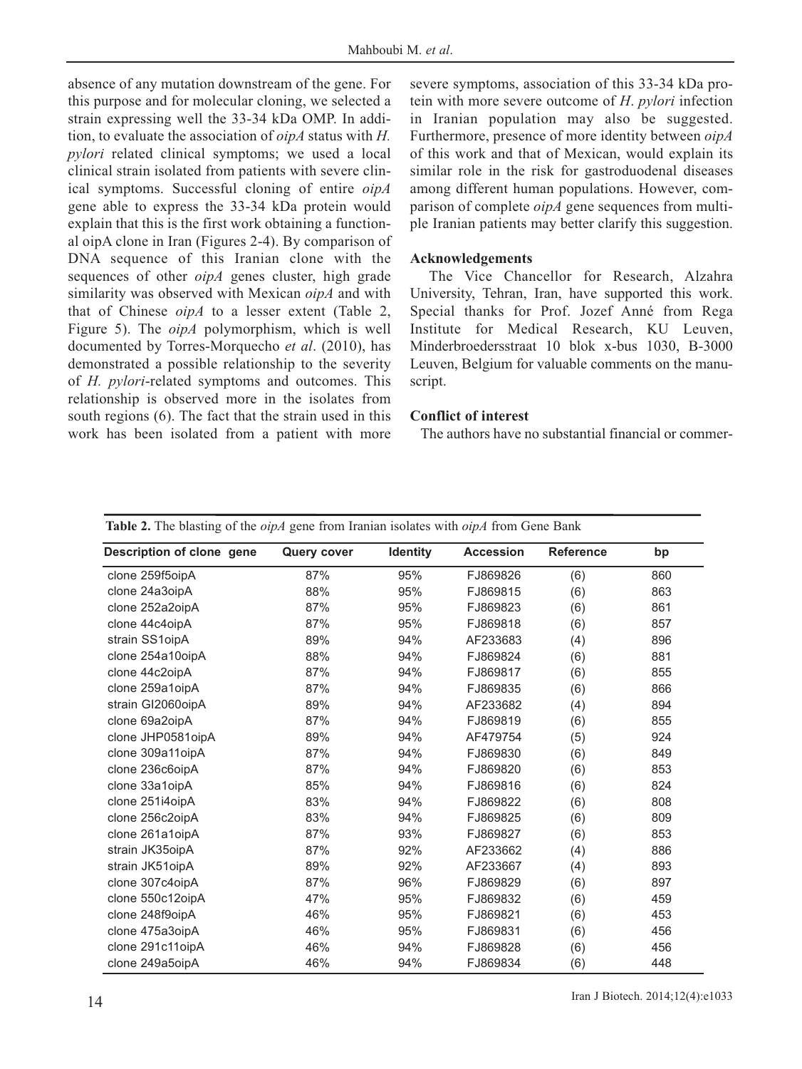absence of any mutation downstream of the gene. For this purpose and for molecular cloning, we selected a strain expressing well the 33-34 kDa OMP. In addition, to evaluate the association of *oipA* status with *H. pylori* related clinical symptoms; we used a local clinical strain isolated from patients with severe clinical symptoms. Successful cloning of entire *oipA* gene able to express the 33-34 kDa protein would explain that this is the first work obtaining a functional oipA clone in Iran (Figures 2-4). By comparison of DNA sequence of this Iranian clone with the sequences of other *oipA* genes cluster, high grade similarity was observed with Mexican *oipA* and with that of Chinese *oipA* to a lesser extent (Table 2, Figure 5). The *oipA* polymorphism, which is well documented by Torres-Morquecho *et al*. (2010), has demonstrated a possible relationship to the severity of *H. pylori*-related symptoms and outcomes. This relationship is observed more in the isolates from south regions (6). The fact that the strain used in this work has been isolated from a patient with more severe symptoms, association of this 33-34 kDa protein with more severe outcome of *H. pylori* infection in Iranian population may also be suggested. Furthermore, presence of more identity between *oipA* of this work and that of Mexican, would explain its similar role in the risk for gastroduodenal diseases among different human populations. However, comparison of complete *oipA* gene sequences from multiple Iranian patients may better clarify this suggestion.

### Acknowledgements

The Vice Chancellor for Research, Alzahra University, Tehran, Iran, have supported this work. Special thanks for Prof. Jozef Anné from Rega Institute for Medical Research, KU Leuven, Minderbroedersstraat 10 blok x-bus 1030, B-3000 Leuven, Belgium for valuable comments on the manuscript.

### Conflict of interest

The authors have no substantial financial or commer-

**Table 2.** The blasting of the *oipA* gene from Iranian isolates with *oipA* from Gene Bank

| Description of clone gene | Query cover | Identity | Accession | Reference | bp |
|---|---|---|---|---|---|
| clone 259f5oipA | 87% | 95% | FJ869826 | (6) | 860 |
| clone 24a3oipA | 88% | 95% | FJ869815 | (6) | 863 |
| clone 252a2oipA | 87% | 95% | FJ869823 | (6) | 861 |
| clone 44c4oipA | 87% | 95% | FJ869818 | (6) | 857 |
| strain SS1oipA | 89% | 94% | AF233683 | (4) | 896 |
| clone 254a10oipA | 88% | 94% | FJ869824 | (6) | 881 |
| clone 44c2oipA | 87% | 94% | FJ869817 | (6) | 855 |
| clone 259a1oipA | 87% | 94% | FJ869835 | (6) | 866 |
| strain GI2060oipA | 89% | 94% | AF233682 | (4) | 894 |
| clone 69a2oipA | 87% | 94% | FJ869819 | (6) | 855 |
| clone JHP0581oipA | 89% | 94% | AF479754 | (5) | 924 |
| clone 309a11oipA | 87% | 94% | FJ869830 | (6) | 849 |
| clone 236c6oipA | 87% | 94% | FJ869820 | (6) | 853 |
| clone 33a1oipA | 85% | 94% | FJ869816 | (6) | 824 |
| clone 251i4oipA | 83% | 94% | FJ869822 | (6) | 808 |
| clone 256c2oipA | 83% | 94% | FJ869825 | (6) | 809 |
| clone 261a1oipA | 87% | 93% | FJ869827 | (6) | 853 |
| strain JK35oipA | 87% | 92% | AF233662 | (4) | 886 |
| strain JK51oipA | 89% | 92% | AF233667 | (4) | 893 |
| clone 307c4oipA | 87% | 96% | FJ869829 | (6) | 897 |
| clone 550c12oipA | 47% | 95% | FJ869832 | (6) | 459 |
| clone 248f9oipA | 46% | 95% | FJ869821 | (6) | 453 |
| clone 475a3oipA | 46% | 95% | FJ869831 | (6) | 456 |
| clone 291c11oipA | 46% | 94% | FJ869828 | (6) | 456 |
| clone 249a5oipA | 46% | 94% | FJ869834 | (6) | 448 |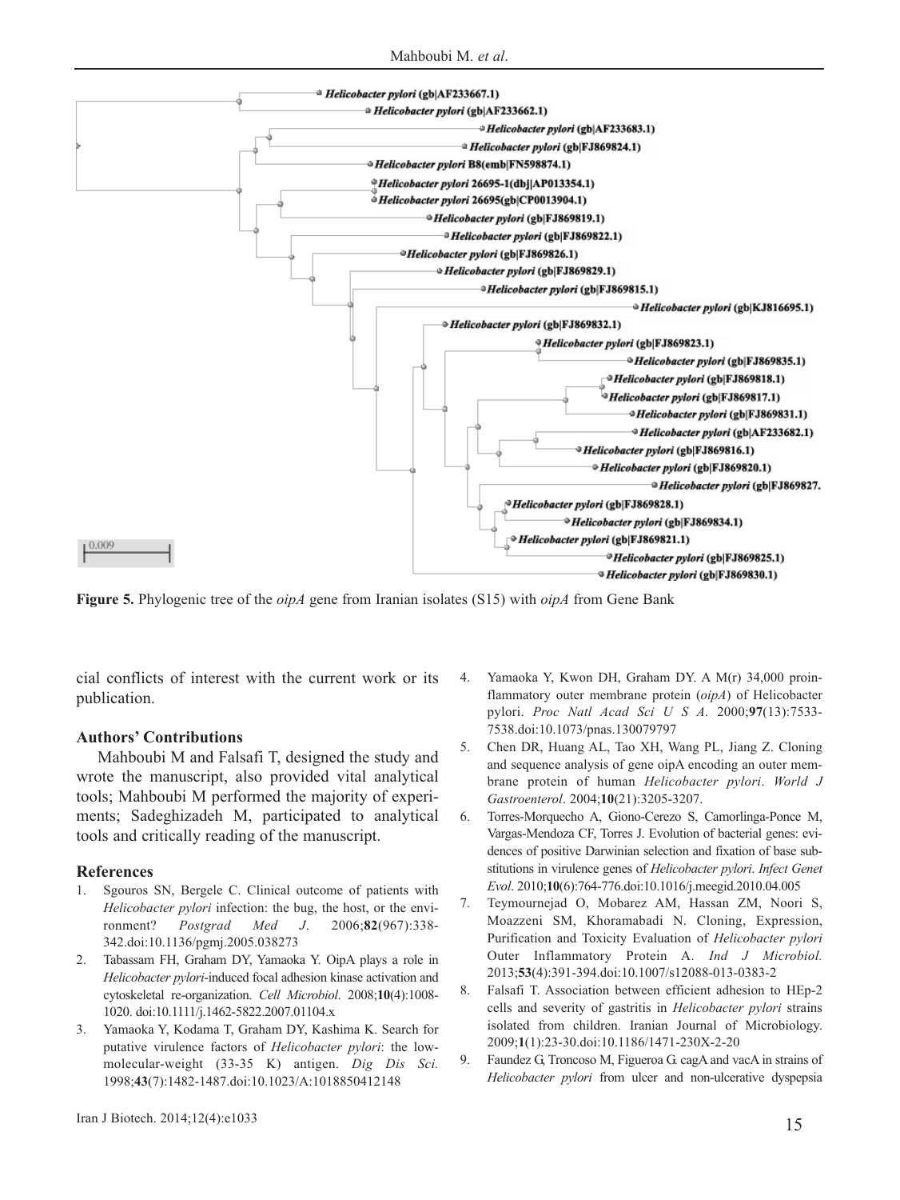**Figure 5.** Phylogenic tree of the *oipA* gene from Iranian isolates (S15) with *oipA* from Gene Bank

cial conflicts of interest with the current work or its publication.

### Authors' Contributions

Mahboubi M and Falsafi T, designed the study and wrote the manuscript, also provided vital analytical tools; Mahboubi M performed the majority of experiments; Sadeghizadeh M, participated to analytical tools and critically reading of the manuscript.

### References

1. Sgouros SN, Bergele C. Clinical outcome of patients with *Helicobacter pylori* infection: the bug, the host, or the environment? *Postgrad Med J*. 2006;**82**(967):338-342.doi:10.1136/pgmj.2005.038273
2. Tabassam FH, Graham DY, Yamaoka Y. OipA plays a role in *Helicobacter pylori*-induced focal adhesion kinase activation and cytoskeletal re-organization. *Cell Microbiol*. 2008;**10**(4):1008-1020. doi:10.1111/j.1462-5822.2007.01104.x
3. Yamaoka Y, Kodama T, Graham DY, Kashima K. Search for putative virulence factors of *Helicobacter pylori*: the low-molecular-weight (33-35 K) antigen. *Dig Dis Sci.* 1998;**43**(7):1482-1487.doi:10.1023/A:1018850412148
4. Yamaoka Y, Kwon DH, Graham DY. A M(r) 34,000 proinflammatory outer membrane protein (*oipA*) of Helicobacter pylori. *Proc Natl Acad Sci U S A*. 2000;**97**(13):7533-7538.doi:10.1073/pnas.130079797
5. Chen DR, Huang AL, Tao XH, Wang PL, Jiang Z. Cloning and sequence analysis of gene oipA encoding an outer membrane protein of human *Helicobacter pylori*. *World J Gastroenterol*. 2004;**10**(21):3205-3207.
6. Torres-Morquecho A, Giono-Cerezo S, Camorlinga-Ponce M, Vargas-Mendoza CF, Torres J. Evolution of bacterial genes: evidences of positive Darwinian selection and fixation of base substitutions in virulence genes of *Helicobacter pylori*. *Infect Genet Evol*. 2010;**10**(6):764-776.doi:10.1016/j.meegid.2010.04.005
7. Teymournejad O, Mobarez AM, Hassan ZM, Noori S, Moazzeni SM, Khoramabadi N. Cloning, Expression, Purification and Toxicity Evaluation of *Helicobacter pylori* Outer Inflammatory Protein A. *Ind J Microbiol.* 2013;**53**(4):391-394.doi:10.1007/s12088-013-0383-2
8. Falsafi T. Association between efficient adhesion to HEp-2 cells and severity of gastritis in *Helicobacter pylori* strains isolated from children. Iranian Journal of Microbiology. 2009;**1**(1):23-30.doi:10.1186/1471-230X-2-20
9. Faundez G, Troncoso M, Figueroa G. cagA and vacA in strains of *Helicobacter pylori* from ulcer and non-ulcerative dyspepsia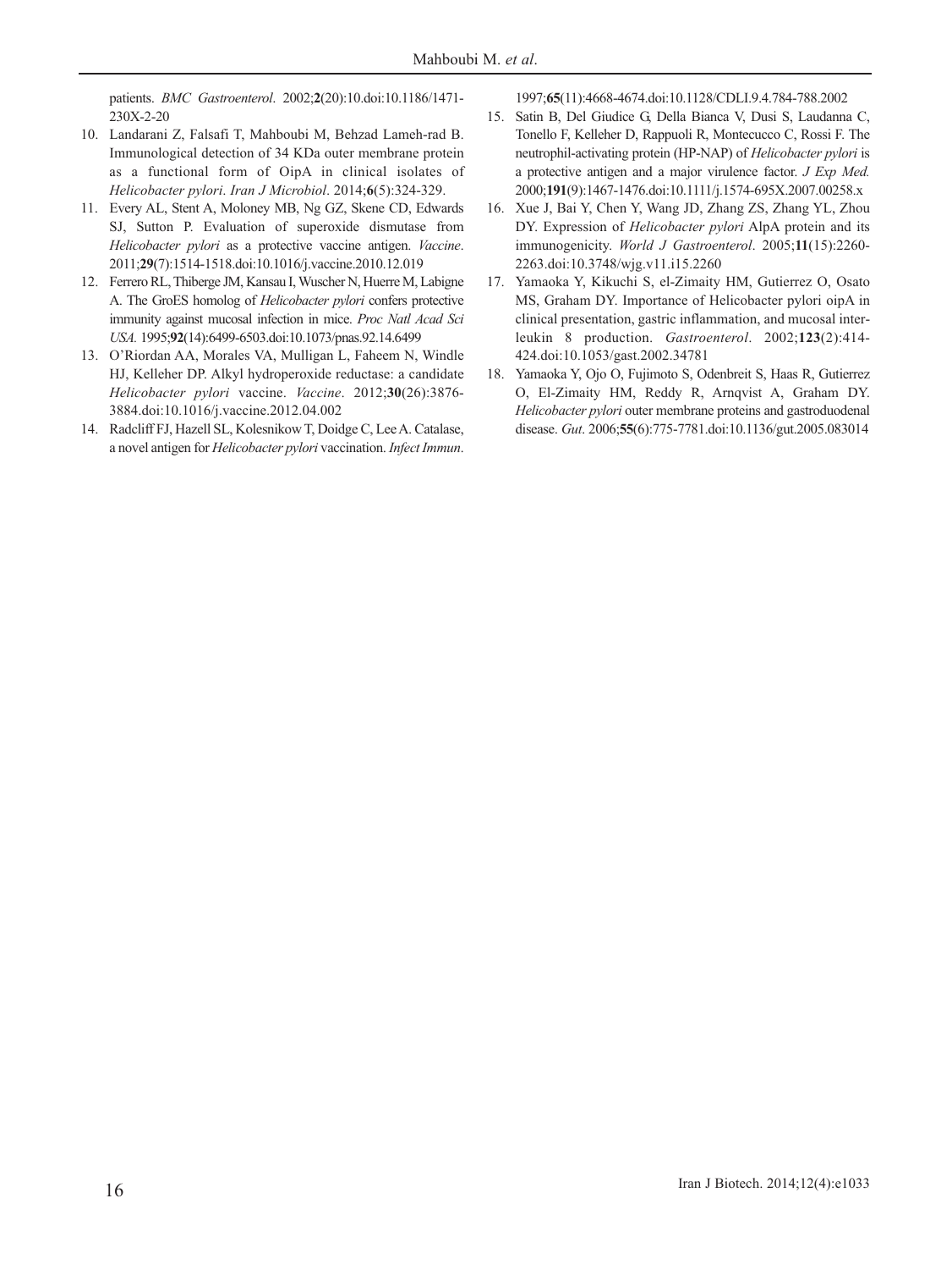patients. *BMC Gastroenterol*. 2002;**2**(20):10.doi:10.1186/1471-230X-2-20

10. Landarani Z, Falsafi T, Mahboubi M, Behzad Lameh-rad B. Immunological detection of 34 KDa outer membrane protein as a functional form of OipA in clinical isolates of *Helicobacter pylori*. *Iran J Microbiol*. 2014;**6**(5):324-329.
11. Every AL, Stent A, Moloney MB, Ng GZ, Skene CD, Edwards SJ, Sutton P. Evaluation of superoxide dismutase from *Helicobacter pylori* as a protective vaccine antigen. *Vaccine*. 2011;**29**(7):1514-1518.doi:10.1016/j.vaccine.2010.12.019
12. Ferrero RL, Thiberge JM, Kansau I, Wuscher N, Huerre M, Labigne A. The GroES homolog of *Helicobacter pylori* confers protective immunity against mucosal infection in mice. *Proc Natl Acad Sci USA.* 1995;**92**(14):6499-6503.doi:10.1073/pnas.92.14.6499
13. O'Riordan AA, Morales VA, Mulligan L, Faheem N, Windle HJ, Kelleher DP. Alkyl hydroperoxide reductase: a candidate *Helicobacter pylori* vaccine. *Vaccine*. 2012;**30**(26):3876-3884.doi:10.1016/j.vaccine.2012.04.002
14. Radcliff FJ, Hazell SL, Kolesnikow T, Doidge C, Lee A. Catalase, a novel antigen for *Helicobacter pylori* vaccination. *Infect Immun*. 1997;**65**(11):4668-4674.doi:10.1128/CDLI.9.4.784-788.2002
15. Satin B, Del Giudice G, Della Bianca V, Dusi S, Laudanna C, Tonello F, Kelleher D, Rappuoli R, Montecucco C, Rossi F. The neutrophil-activating protein (HP-NAP) of *Helicobacter pylori* is a protective antigen and a major virulence factor. *J Exp Med.* 2000;**191**(9):1467-1476.doi:10.1111/j.1574-695X.2007.00258.x
16. Xue J, Bai Y, Chen Y, Wang JD, Zhang ZS, Zhang YL, Zhou DY. Expression of *Helicobacter pylori* AlpA protein and its immunogenicity. *World J Gastroenterol*. 2005;**11**(15):2260-2263.doi:10.3748/wjg.v11.i15.2260
17. Yamaoka Y, Kikuchi S, el-Zimaity HM, Gutierrez O, Osato MS, Graham DY. Importance of Helicobacter pylori oipA in clinical presentation, gastric inflammation, and mucosal interleukin 8 production. *Gastroenterol*. 2002;**123**(2):414-424.doi:10.1053/gast.2002.34781
18. Yamaoka Y, Ojo O, Fujimoto S, Odenbreit S, Haas R, Gutierrez O, El-Zimaity HM, Reddy R, Arnqvist A, Graham DY. *Helicobacter pylori* outer membrane proteins and gastroduodenal disease. *Gut*. 2006;**55**(6):775-7781.doi:10.1136/gut.2005.083014